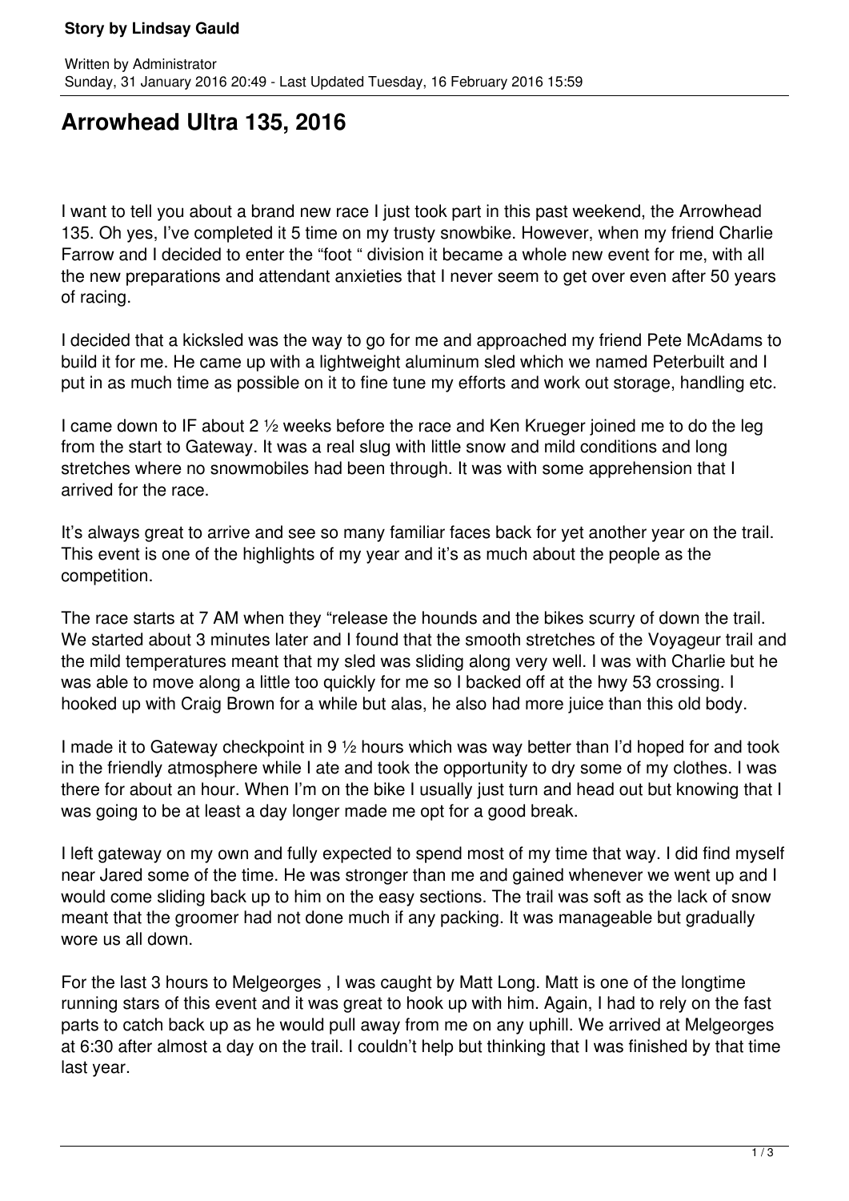**Story by Lindsay Gauld**

Written by Administrator
Sunday, 31 January 2016 20:49 - Last Updated Tuesday, 16 February 2016 15:59

# Arrowhead Ultra 135, 2016

I want to tell you about a brand new race I just took part in this past weekend, the Arrowhead 135. Oh yes, I've completed it 5 time on my trusty snowbike. However, when my friend Charlie Farrow and I decided to enter the "foot " division it became a whole new event for me, with all the new preparations and attendant anxieties that I never seem to get over even after 50 years of racing.

I decided that a kicksled was the way to go for me and approached my friend Pete McAdams to build it for me. He came up with a lightweight aluminum sled which we named Peterbuilt and I put in as much time as possible on it to fine tune my efforts and work out storage, handling etc.

I came down to IF about 2 ½ weeks before the race and Ken Krueger joined me to do the leg from the start to Gateway. It was a real slug with little snow and mild conditions and long stretches where no snowmobiles had been through. It was with some apprehension that I arrived for the race.

It's always great to arrive and see so many familiar faces back for yet another year on the trail. This event is one of the highlights of my year and it's as much about the people as the competition.

The race starts at 7 AM when they "release the hounds and the bikes scurry of down the trail. We started about 3 minutes later and I found that the smooth stretches of the Voyageur trail and the mild temperatures meant that my sled was sliding along very well. I was with Charlie but he was able to move along a little too quickly for me so I backed off at the hwy 53 crossing. I hooked up with Craig Brown for a while but alas, he also had more juice than this old body.

I made it to Gateway checkpoint in 9 ½ hours which was way better than I'd hoped for and took in the friendly atmosphere while I ate and took the opportunity to dry some of my clothes. I was there for about an hour. When I'm on the bike I usually just turn and head out but knowing that I was going to be at least a day longer made me opt for a good break.

I left gateway on my own and fully expected to spend most of my time that way. I did find myself near Jared some of the time. He was stronger than me and gained whenever we went up and I would come sliding back up to him on the easy sections. The trail was soft as the lack of snow meant that the groomer had not done much if any packing. It was manageable but gradually wore us all down.

For the last 3 hours to Melgeorges , I was caught by Matt Long. Matt is one of the longtime running stars of this event and it was great to hook up with him. Again, I had to rely on the fast parts to catch back up as he would pull away from me on any uphill. We arrived at Melgeorges at 6:30 after almost a day on the trail. I couldn't help but thinking that I was finished by that time last year.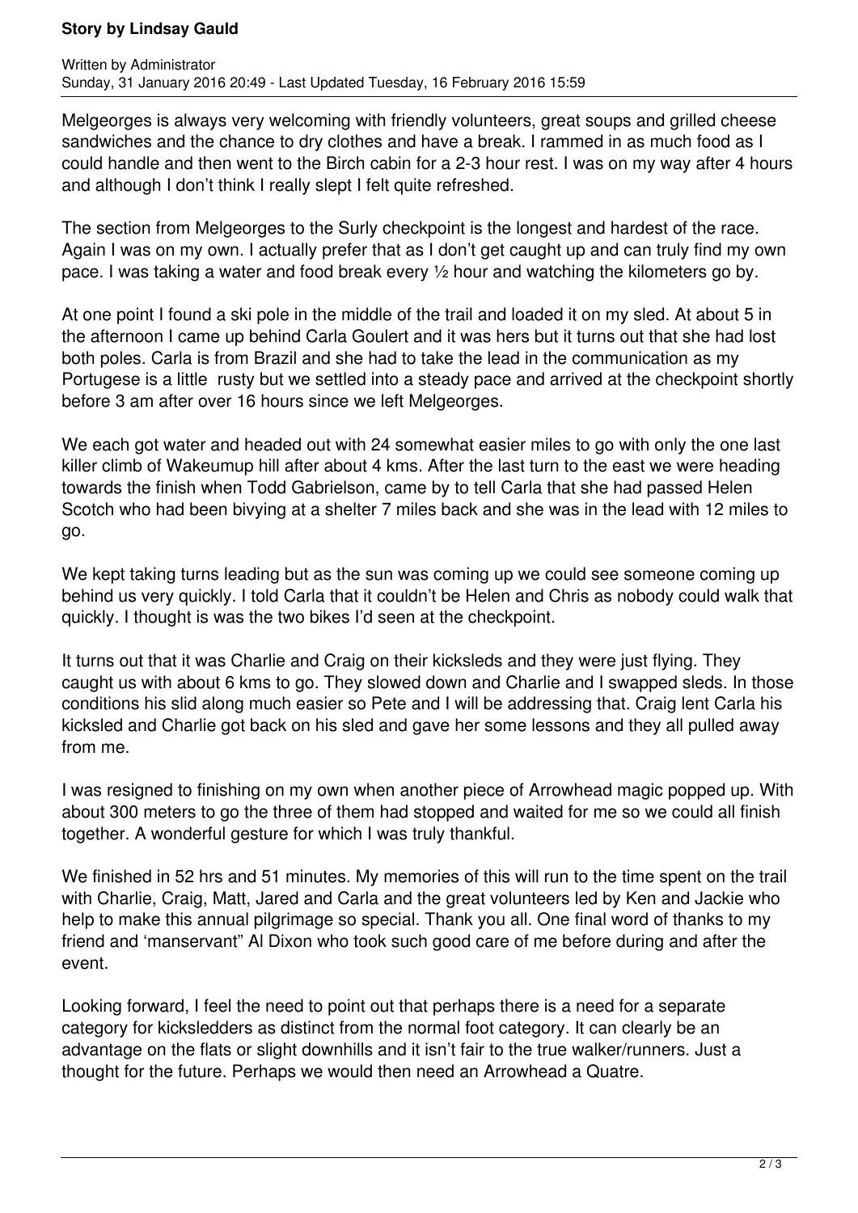Melgeorges is always very welcoming with friendly volunteers, great soups and grilled cheese sandwiches and the chance to dry clothes and have a break. I rammed in as much food as I could handle and then went to the Birch cabin for a 2-3 hour rest. I was on my way after 4 hours and although I don't think I really slept I felt quite refreshed.

The section from Melgeorges to the Surly checkpoint is the longest and hardest of the race. Again I was on my own. I actually prefer that as I don't get caught up and can truly find my own pace. I was taking a water and food break every ½ hour and watching the kilometers go by.

At one point I found a ski pole in the middle of the trail and loaded it on my sled. At about 5 in the afternoon I came up behind Carla Goulert and it was hers but it turns out that she had lost both poles. Carla is from Brazil and she had to take the lead in the communication as my Portugese is a little rusty but we settled into a steady pace and arrived at the checkpoint shortly before 3 am after over 16 hours since we left Melgeorges.

We each got water and headed out with 24 somewhat easier miles to go with only the one last killer climb of Wakeumup hill after about 4 kms. After the last turn to the east we were heading towards the finish when Todd Gabrielson, came by to tell Carla that she had passed Helen Scotch who had been bivying at a shelter 7 miles back and she was in the lead with 12 miles to go.

We kept taking turns leading but as the sun was coming up we could see someone coming up behind us very quickly. I told Carla that it couldn't be Helen and Chris as nobody could walk that quickly. I thought is was the two bikes I'd seen at the checkpoint.

It turns out that it was Charlie and Craig on their kicksleds and they were just flying. They caught us with about 6 kms to go. They slowed down and Charlie and I swapped sleds. In those conditions his slid along much easier so Pete and I will be addressing that. Craig lent Carla his kicksled and Charlie got back on his sled and gave her some lessons and they all pulled away from me.

I was resigned to finishing on my own when another piece of Arrowhead magic popped up. With about 300 meters to go the three of them had stopped and waited for me so we could all finish together. A wonderful gesture for which I was truly thankful.

We finished in 52 hrs and 51 minutes. My memories of this will run to the time spent on the trail with Charlie, Craig, Matt, Jared and Carla and the great volunteers led by Ken and Jackie who help to make this annual pilgrimage so special. Thank you all. One final word of thanks to my friend and 'manservant" Al Dixon who took such good care of me before during and after the event.

Looking forward, I feel the need to point out that perhaps there is a need for a separate category for kicksledders as distinct from the normal foot category. It can clearly be an advantage on the flats or slight downhills and it isn't fair to the true walker/runners. Just a thought for the future. Perhaps we would then need an Arrowhead a Quatre.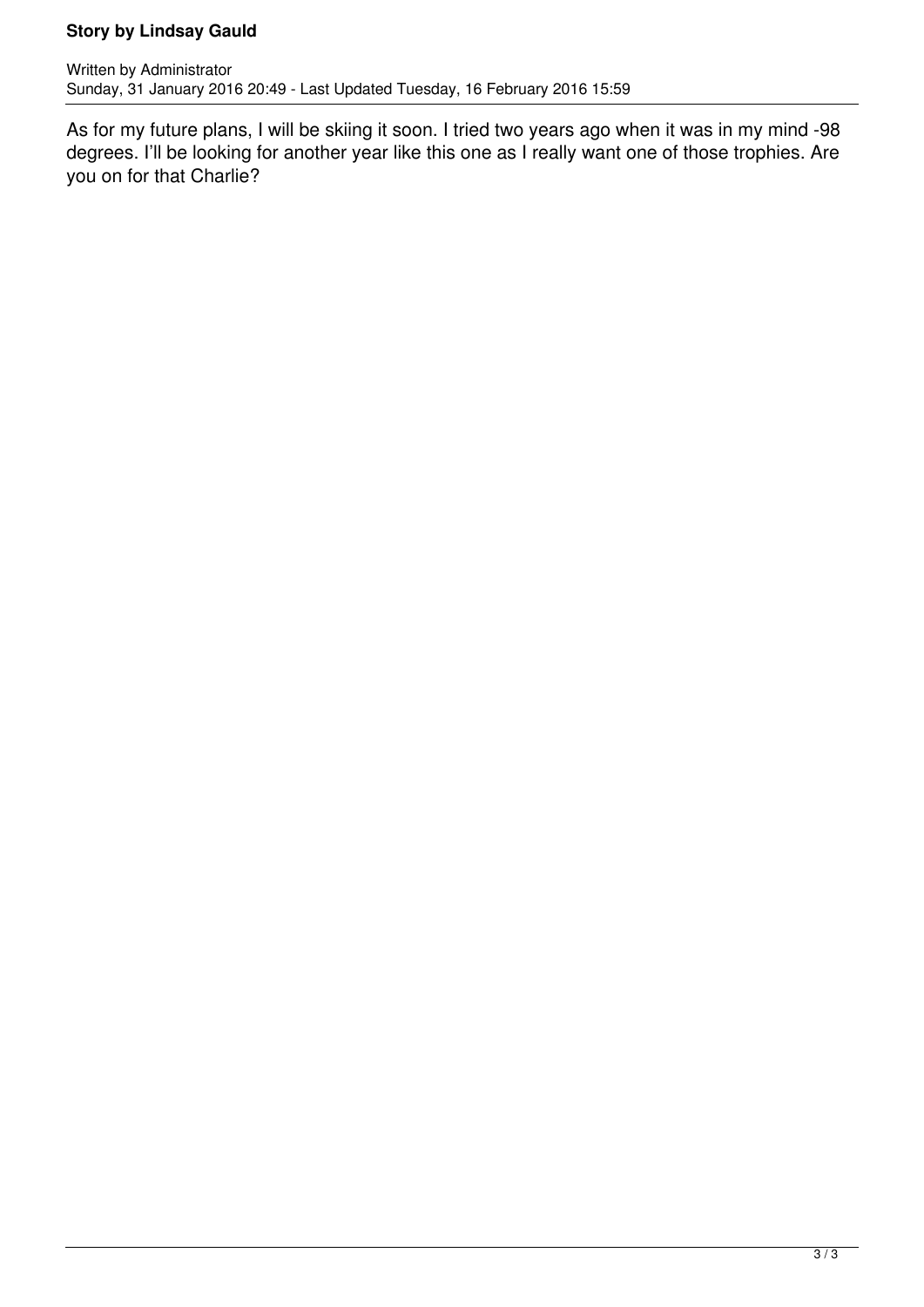As for my future plans, I will be skiing it soon. I tried two years ago when it was in my mind -98 degrees. I'll be looking for another year like this one as I really want one of those trophies. Are you on for that Charlie?